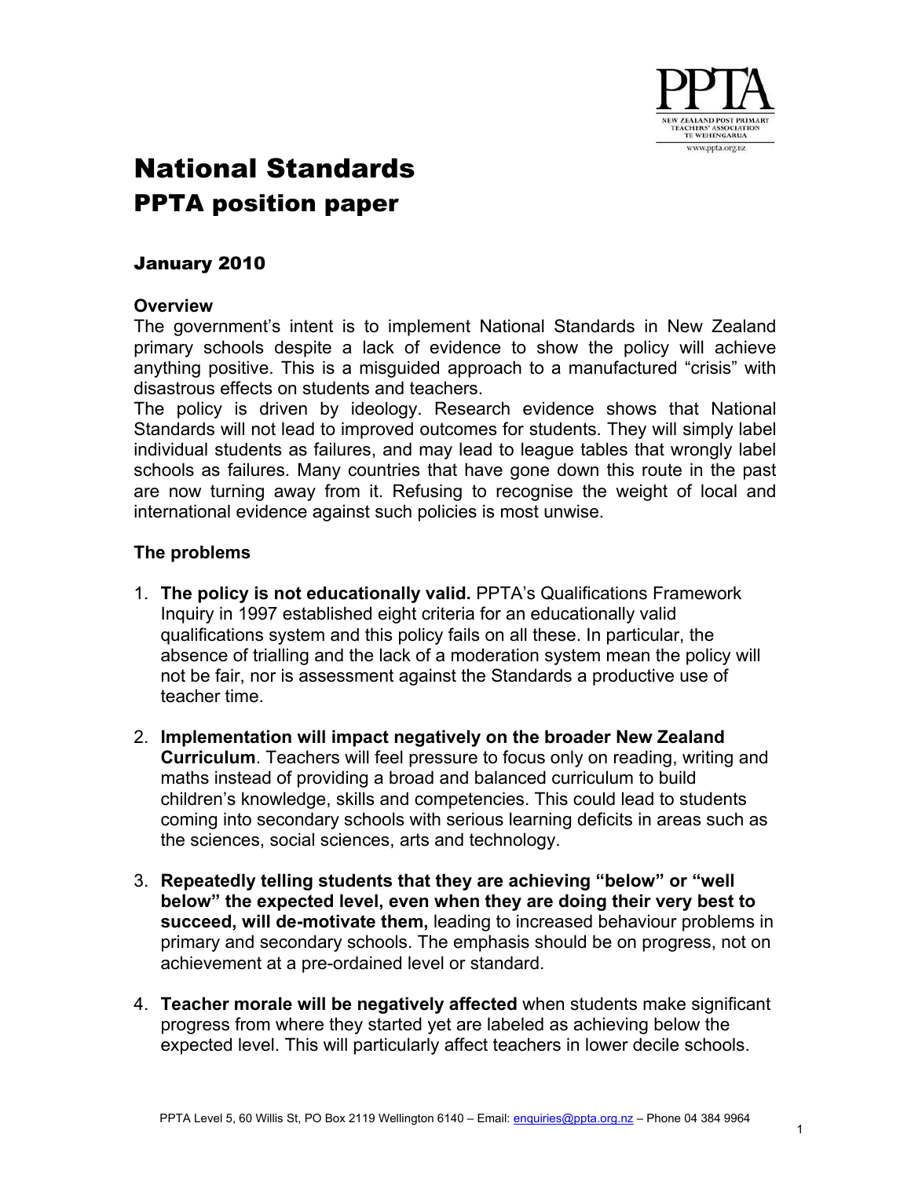# National Standards
## PPTA position paper

### January 2010

**Overview**

The government's intent is to implement National Standards in New Zealand primary schools despite a lack of evidence to show the policy will achieve anything positive. This is a misguided approach to a manufactured "crisis" with disastrous effects on students and teachers.

The policy is driven by ideology. Research evidence shows that National Standards will not lead to improved outcomes for students. They will simply label individual students as failures, and may lead to league tables that wrongly label schools as failures. Many countries that have gone down this route in the past are now turning away from it. Refusing to recognise the weight of local and international evidence against such policies is most unwise.

**The problems**

1. **The policy is not educationally valid.** PPTA's Qualifications Framework Inquiry in 1997 established eight criteria for an educationally valid qualifications system and this policy fails on all these. In particular, the absence of trialling and the lack of a moderation system mean the policy will not be fair, nor is assessment against the Standards a productive use of teacher time.

2. **Implementation will impact negatively on the broader New Zealand Curriculum**. Teachers will feel pressure to focus only on reading, writing and maths instead of providing a broad and balanced curriculum to build children's knowledge, skills and competencies. This could lead to students coming into secondary schools with serious learning deficits in areas such as the sciences, social sciences, arts and technology.

3. **Repeatedly telling students that they are achieving "below" or "well below" the expected level, even when they are doing their very best to succeed, will de-motivate them,** leading to increased behaviour problems in primary and secondary schools. The emphasis should be on progress, not on achievement at a pre-ordained level or standard.

4. **Teacher morale will be negatively affected** when students make significant progress from where they started yet are labeled as achieving below the expected level. This will particularly affect teachers in lower decile schools.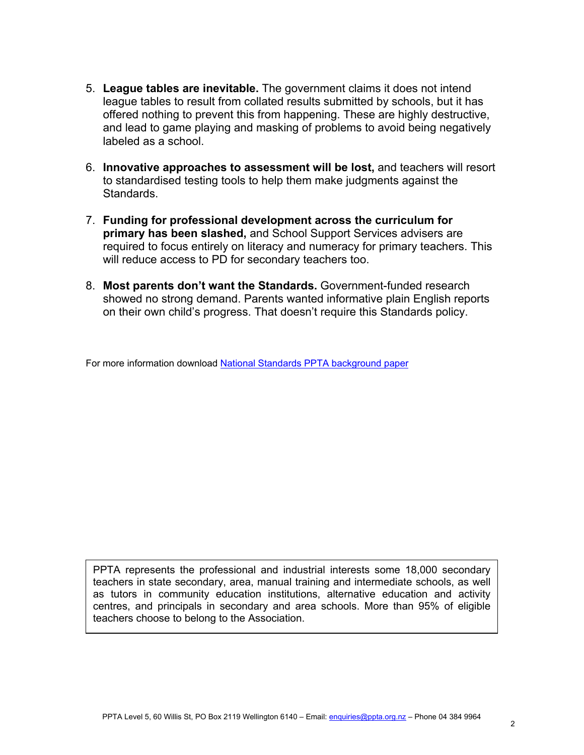5. **League tables are inevitable.** The government claims it does not intend league tables to result from collated results submitted by schools, but it has offered nothing to prevent this from happening. These are highly destructive, and lead to game playing and masking of problems to avoid being negatively labeled as a school.

6. **Innovative approaches to assessment will be lost,** and teachers will resort to standardised testing tools to help them make judgments against the Standards.

7. **Funding for professional development across the curriculum for primary has been slashed,** and School Support Services advisers are required to focus entirely on literacy and numeracy for primary teachers. This will reduce access to PD for secondary teachers too.

8. **Most parents don't want the Standards.** Government-funded research showed no strong demand. Parents wanted informative plain English reports on their own child's progress. That doesn't require this Standards policy.

For more information download [National Standards PPTA background paper]

PPTA represents the professional and industrial interests some 18,000 secondary teachers in state secondary, area, manual training and intermediate schools, as well as tutors in community education institutions, alternative education and activity centres, and principals in secondary and area schools. More than 95% of eligible teachers choose to belong to the Association.

PPTA Level 5, 60 Willis St, PO Box 2119 Wellington 6140 – Email: enquiries@ppta.org.nz – Phone 04 384 9964